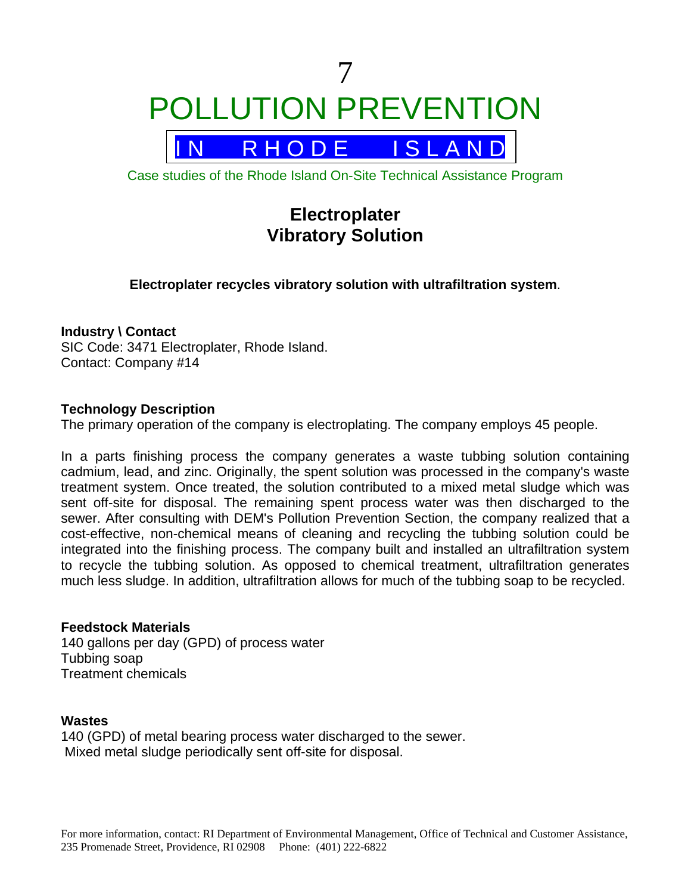# 7

# POLLUTION PREVENTION

## IN RHODE ISLAND

Case studies of the Rhode Island On-Site Technical Assistance Program

## Electroplater
## Vibratory Solution

**Electroplater recycles vibratory solution with ultrafiltration system**.

**Industry \ Contact**
SIC Code: 3471 Electroplater, Rhode Island.
Contact: Company #14

**Technology Description**
The primary operation of the company is electroplating. The company employs 45 people.

In a parts finishing process the company generates a waste tubbing solution containing cadmium, lead, and zinc. Originally, the spent solution was processed in the company's waste treatment system. Once treated, the solution contributed to a mixed metal sludge which was sent off-site for disposal. The remaining spent process water was then discharged to the sewer. After consulting with DEM's Pollution Prevention Section, the company realized that a cost-effective, non-chemical means of cleaning and recycling the tubbing solution could be integrated into the finishing process. The company built and installed an ultrafiltration system to recycle the tubbing solution. As opposed to chemical treatment, ultrafiltration generates much less sludge. In addition, ultrafiltration allows for much of the tubbing soap to be recycled.

**Feedstock Materials**
140 gallons per day (GPD) of process water
Tubbing soap
Treatment chemicals

**Wastes**
140 (GPD) of metal bearing process water discharged to the sewer.
Mixed metal sludge periodically sent off-site for disposal.

For more information, contact: RI Department of Environmental Management, Office of Technical and Customer Assistance, 235 Promenade Street, Providence, RI 02908 Phone: (401) 222-6822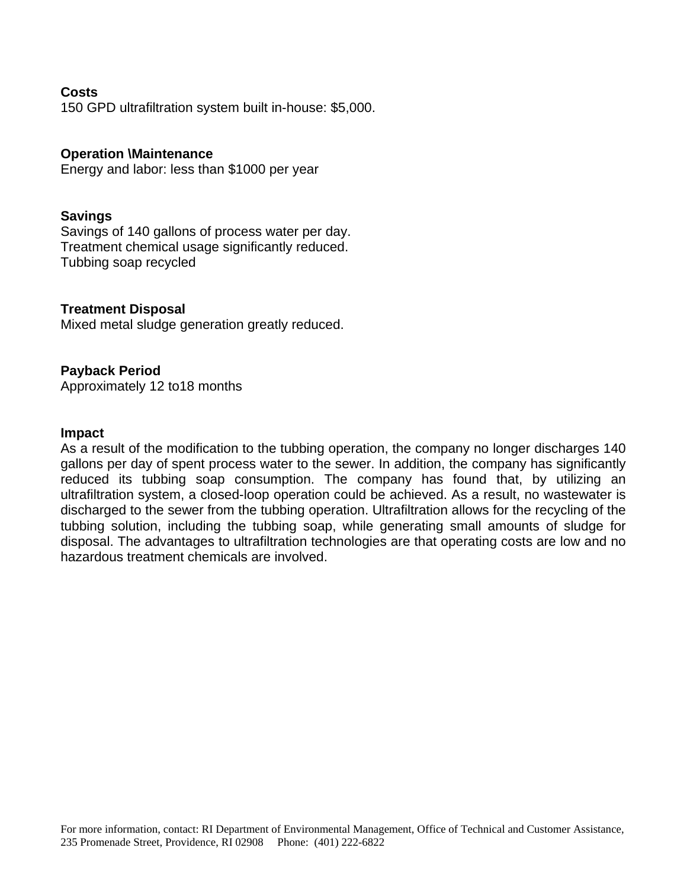**Costs**
150 GPD ultrafiltration system built in-house: $5,000.

**Operation \Maintenance**
Energy and labor: less than $1000 per year

**Savings**
Savings of 140 gallons of process water per day.
Treatment chemical usage significantly reduced.
Tubbing soap recycled

**Treatment Disposal**
Mixed metal sludge generation greatly reduced.

**Payback Period**
Approximately 12 to18 months

**Impact**
As a result of the modification to the tubbing operation, the company no longer discharges 140 gallons per day of spent process water to the sewer. In addition, the company has significantly reduced its tubbing soap consumption. The company has found that, by utilizing an ultrafiltration system, a closed-loop operation could be achieved. As a result, no wastewater is discharged to the sewer from the tubbing operation. Ultrafiltration allows for the recycling of the tubbing solution, including the tubbing soap, while generating small amounts of sludge for disposal. The advantages to ultrafiltration technologies are that operating costs are low and no hazardous treatment chemicals are involved.

For more information, contact: RI Department of Environmental Management, Office of Technical and Customer Assistance, 235 Promenade Street, Providence, RI 02908 Phone: (401) 222-6822